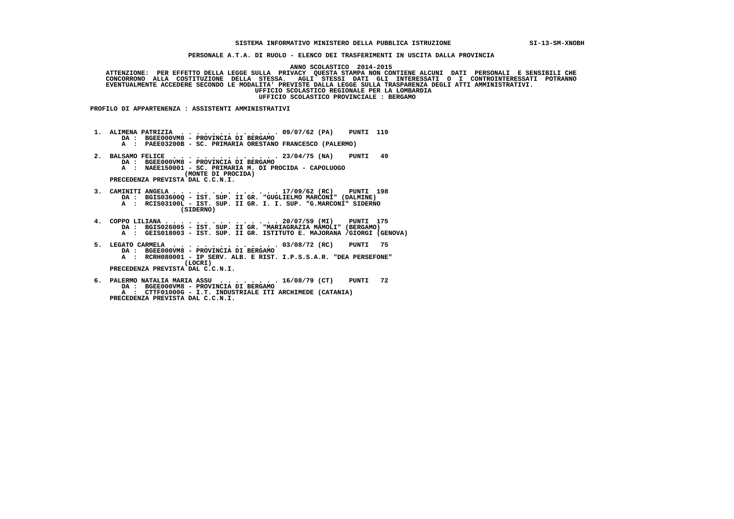SISTEMA INFORMATIVO MINISTERO DELLA PUBBLICA ISTRUZIONE SI-13-SM-XNOBH

PERSONALE A.T.A. DI RUOLO - ELENCO DEI TRASFERIMENTI IN USCITA DALLA PROVINCIA

ANNO SCOLASTICO 2014-2015

ATTENZIONE: PER EFFETTO DELLA LEGGE SULLA PRIVACY QUESTA STAMPA NON CONTIENE ALCUNI DATI PERSONALI E SENSIBILI CHE CONCORRONO ALLA COSTITUZIONE DELLA STESSA. AGLI STESSI DATI GLI INTERESSATI O I CONTROINTERESSATI POTRANNO EVENTUALMENTE ACCEDERE SECONDO LE MODALITA' PREVISTE DALLA LEGGE SULLA TRASPARENZA DEGLI ATTI AMMINISTRATIVI.

UFFICIO SCOLASTICO REGIONALE PER LA LOMBARDIA

UFFICIO SCOLASTICO PROVINCIALE : BERGAMO

PROFILO DI APPARTENENZA : ASSISTENTI AMMINISTRATIVI

1. ALIMENA PATRIZIA . . . . . . . . . . . . . 09/07/62 (PA) PUNTI 119
   DA : BGEE000VM8 - PROVINCIA DI BERGAMO
   A : PAEE03200B - SC. PRIMARIA ORESTANO FRANCESCO (PALERMO)

2. BALSAMO FELICE . . . . . . . . . . . . . . 23/04/75 (NA) PUNTI 49
   DA : BGEE000VM8 - PROVINCIA DI BERGAMO
   A : NAEE150001 - SC. PRIMARIA M. DI PROCIDA - CAPOLUOGO (MONTE DI PROCIDA)
   PRECEDENZA PREVISTA DAL C.C.N.I.

3. CAMINITI ANGELA . . . . . . . . . . . . . . 17/09/62 (RC) PUNTI 198
   DA : BGIS03600Q - IST. SUP. II GR. "GUGLIELMO MARCONI" (DALMINE)
   A : RCIS03100L - IST. SUP. II GR. I. I. SUP. "G.MARCONI" SIDERNO (SIDERNO)

4. COPPO LILIANA . . . . . . . . . . . . . . . 20/07/59 (MI) PUNTI 175
   DA : BGIS026005 - IST. SUP. II GR. "MARIAGRAZIA MAMOLI" (BERGAMO)
   A : GEIS018003 - IST. SUP. II GR. ISTITUTO E. MAJORANA /GIORGI (GENOVA)

5. LEGATO CARMELA . . . . . . . . . . . . . . 03/08/72 (RC) PUNTI 75
   DA : BGEE000VM8 - PROVINCIA DI BERGAMO
   A : RCRH080001 - IP SERV. ALB. E RIST. I.P.S.S.A.R. "DEA PERSEFONE" (LOCRI)
   PRECEDENZA PREVISTA DAL C.C.N.I.

6. PALERMO NATALIA MARIA ASSU . . . . . . . . 16/08/79 (CT) PUNTI 72
   DA : BGEE000VM8 - PROVINCIA DI BERGAMO
   A : CTTF01000G - I.T. INDUSTRIALE ITI ARCHIMEDE (CATANIA)
   PRECEDENZA PREVISTA DAL C.C.N.I.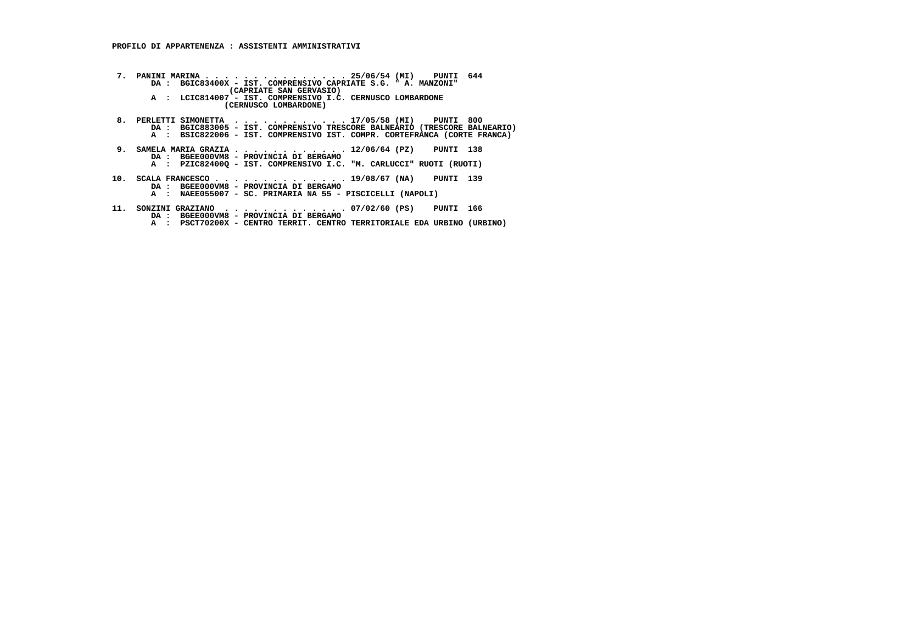**PROFILO DI APPARTENENZA : ASSISTENTI AMMINISTRATIVI**

7. **PANINI MARINA** . . . . . . . . . . . . . . . . 25/06/54 (MI) PUNTI 644
   DA : BGIC83400X - IST. COMPRENSIVO CAPRIATE S.G. " A. MANZONI" (CAPRIATE SAN GERVASIO)
   A : LCIC814007 - IST. COMPRENSIVO I.C. CERNUSCO LOMBARDONE (CERNUSCO LOMBARDONE)

8. **PERLETTI SIMONETTA** . . . . . . . . . . . . 17/05/58 (MI) PUNTI 800
   DA : BGIC883005 - IST. COMPRENSIVO TRESCORE BALNEARIO (TRESCORE BALNEARIO)
   A : BSIC822006 - IST. COMPRENSIVO IST. COMPR. CORTEFRANCA (CORTE FRANCA)

9. **SAMELA MARIA GRAZIA** . . . . . . . . . . . . 12/06/64 (PZ) PUNTI 138
   DA : BGEE000VM8 - PROVINCIA DI BERGAMO
   A : PZIC82400Q - IST. COMPRENSIVO I.C. "M. CARLUCCI" RUOTI (RUOTI)

10. **SCALA FRANCESCO** . . . . . . . . . . . . . . 19/08/67 (NA) PUNTI 139
    DA : BGEE000VM8 - PROVINCIA DI BERGAMO
    A : NAEE055007 - SC. PRIMARIA NA 55 - PISCICELLI (NAPOLI)

11. **SONZINI GRAZIANO** . . . . . . . . . . . . . 07/02/60 (PS) PUNTI 166
    DA : BGEE000VM8 - PROVINCIA DI BERGAMO
    A : PSCT70200X - CENTRO TERRIT. CENTRO TERRITORIALE EDA URBINO (URBINO)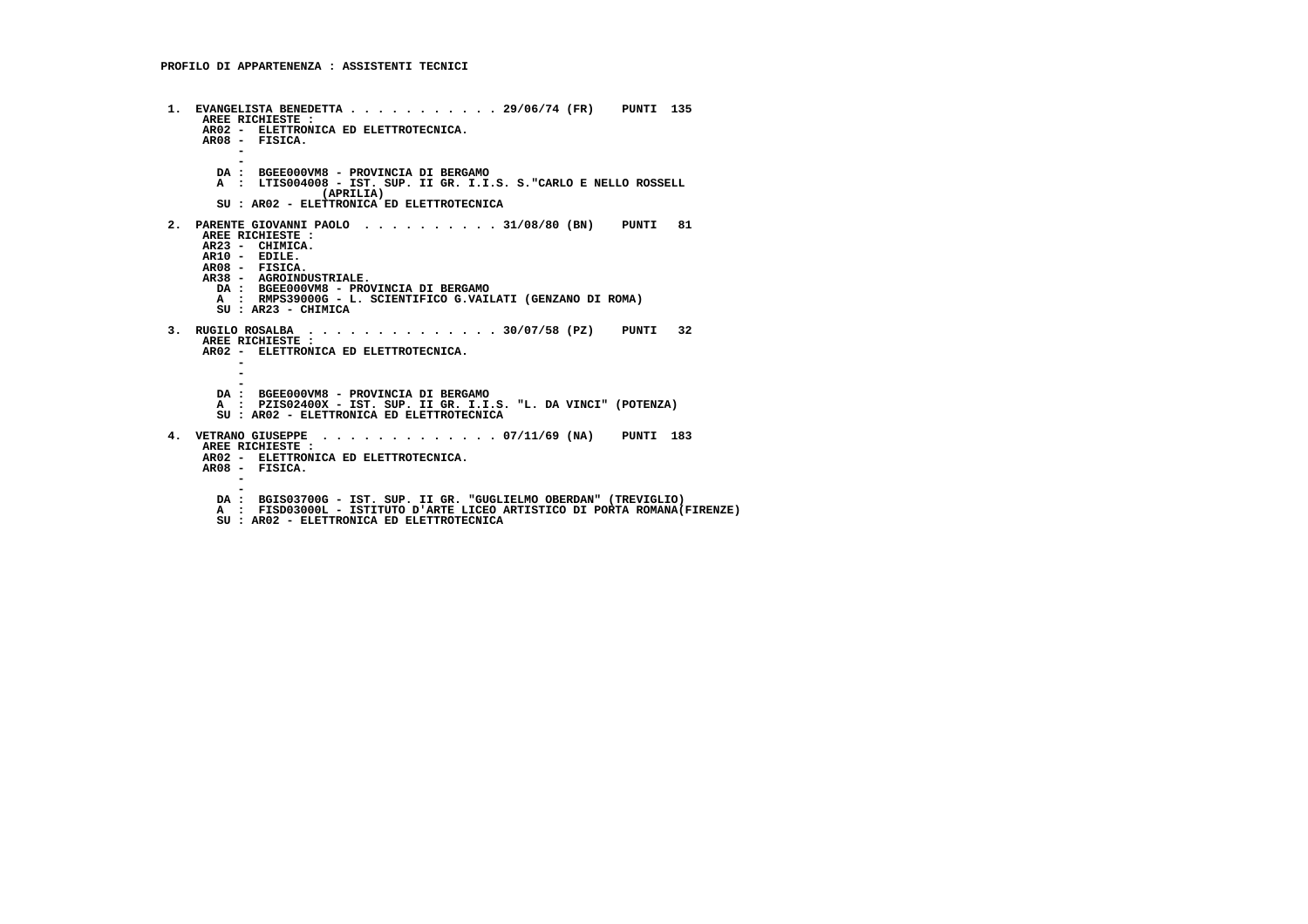**PROFILO DI APPARTENENZA : ASSISTENTI TECNICI**

```
 1.  EVANGELISTA BENEDETTA . . . . . . . . . . . 29/06/74 (FR)    PUNTI  135
      AREE RICHIESTE :
      AR02 -  ELETTRONICA ED ELETTROTECNICA.
      AR08 -  FISICA.
           -
           -
        DA :  BGEE000VM8 - PROVINCIA DI BERGAMO
        A  :  LTIS004008 - IST. SUP. II GR. I.I.S. S."CARLO E NELLO ROSSELL
                     (APRILIA)
        SU : AR02 - ELETTRONICA ED ELETTROTECNICA

 2.  PARENTE GIOVANNI PAOLO  . . . . . . . . . . 31/08/80 (BN)    PUNTI   81
      AREE RICHIESTE :
      AR23 -  CHIMICA.
      AR10 -  EDILE.
      AR08 -  FISICA.
      AR38 -  AGROINDUSTRIALE.
        DA :  BGEE000VM8 - PROVINCIA DI BERGAMO
        A  :  RMPS39000G - L. SCIENTIFICO G.VAILATI (GENZANO DI ROMA)
        SU : AR23 - CHIMICA

 3.  RUGILO ROSALBA  . . . . . . . . . . . . . . 30/07/58 (PZ)    PUNTI   32
      AREE RICHIESTE :
      AR02 -  ELETTRONICA ED ELETTROTECNICA.
           -
           -
           -
        DA :  BGEE000VM8 - PROVINCIA DI BERGAMO
        A  :  PZIS02400X - IST. SUP. II GR. I.I.S. "L. DA VINCI" (POTENZA)
        SU : AR02 - ELETTRONICA ED ELETTROTECNICA

 4.  VETRANO GIUSEPPE  . . . . . . . . . . . . . 07/11/69 (NA)    PUNTI  183
      AREE RICHIESTE :
      AR02 -  ELETTRONICA ED ELETTROTECNICA.
      AR08 -  FISICA.
           -
           -
        DA :  BGIS03700G - IST. SUP. II GR. "GUGLIELMO OBERDAN" (TREVIGLIO)
        A  :  FISD03000L - ISTITUTO D'ARTE LICEO ARTISTICO DI PORTA ROMANA(FIRENZE)
        SU : AR02 - ELETTRONICA ED ELETTROTECNICA
```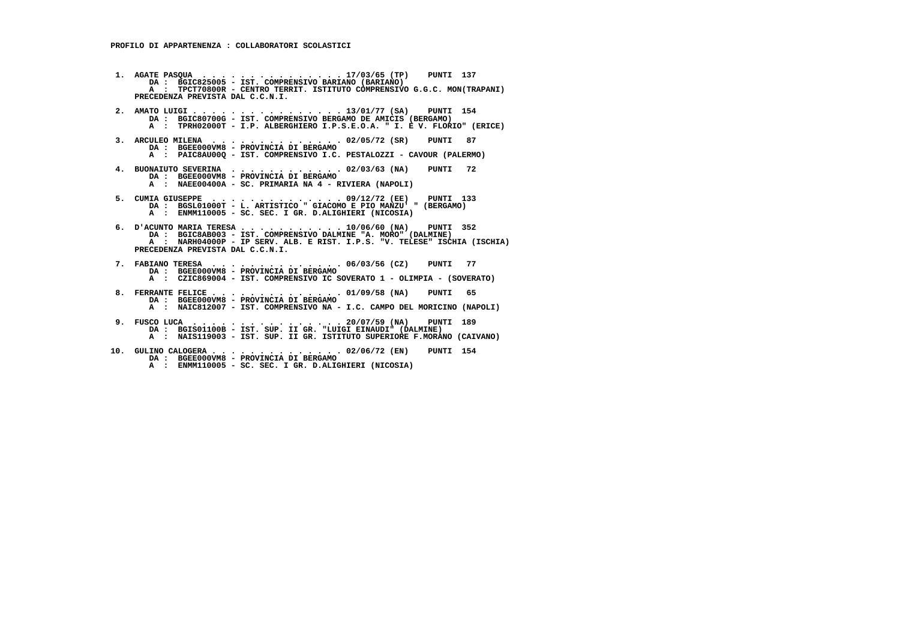**PROFILO DI APPARTENENZA : COLLABORATORI SCOLASTICI**

1. **AGATE PASQUA . . . . . . . . . . . . . . . 17/03/65 (TP) PUNTI 137**
   DA : BGIC825005 - IST. COMPRENSIVO BARIANO (BARIANO)
   A : TPCT70800R - CENTRO TERRIT. ISTITUTO COMPRENSIVO G.G.C. MON(TRAPANI)
   PRECEDENZA PREVISTA DAL C.C.N.I.

2. **AMATO LUIGI . . . . . . . . . . . . . . . . 13/01/77 (SA) PUNTI 154**
   DA : BGIC80700G - IST. COMPRENSIVO BERGAMO DE AMICIS (BERGAMO)
   A : TPRH02000T - I.P. ALBERGHIERO I.P.S.E.O.A. " I. E V. FLORIO" (ERICE)

3. **ARCULEO MILENA . . . . . . . . . . . . . . 02/05/72 (SR) PUNTI 87**
   DA : BGEE000VM8 - PROVINCIA DI BERGAMO
   A : PAIC8AU00Q - IST. COMPRENSIVO I.C. PESTALOZZI - CAVOUR (PALERMO)

4. **BUONAIUTO SEVERINA . . . . . . . . . . . 02/03/63 (NA) PUNTI 72**
   DA : BGEE000VM8 - PROVINCIA DI BERGAMO
   A : NAEE00400A - SC. PRIMARIA NA 4 - RIVIERA (NAPOLI)

5. **CUMIA GIUSEPPE . . . . . . . . . . . . . . 09/12/72 (EE) PUNTI 133**
   DA : BGSL01000T - L. ARTISTICO " GIACOMO E PIO MANZU' " (BERGAMO)
   A : ENMM110005 - SC. SEC. I GR. D.ALIGHIERI (NICOSIA)

6. **D'ACUNTO MARIA TERESA . . . . . . . . . . 10/06/60 (NA) PUNTI 352**
   DA : BGIC8AB003 - IST. COMPRENSIVO DALMINE "A. MORO" (DALMINE)
   A : NARH04000P - IP SERV. ALB. E RIST. I.P.S. "V. TELESE" ISCHIA (ISCHIA)
   PRECEDENZA PREVISTA DAL C.C.N.I.

7. **FABIANO TERESA . . . . . . . . . . . . . . 06/03/56 (CZ) PUNTI 77**
   DA : BGEE000VM8 - PROVINCIA DI BERGAMO
   A : CZIC869004 - IST. COMPRENSIVO IC SOVERATO 1 - OLIMPIA - (SOVERATO)

8. **FERRANTE FELICE . . . . . . . . . . . . . 01/09/58 (NA) PUNTI 65**
   DA : BGEE000VM8 - PROVINCIA DI BERGAMO
   A : NAIC812007 - IST. COMPRENSIVO NA - I.C. CAMPO DEL MORICINO (NAPOLI)

9. **FUSCO LUCA . . . . . . . . . . . . . . . . 20/07/59 (NA) PUNTI 189**
   DA : BGIS01100B - IST. SUP. II GR. "LUIGI EINAUDI" (DALMINE)
   A : NAIS119003 - IST. SUP. II GR. ISTITUTO SUPERIORE F.MORANO (CAIVANO)

10. **GULINO CALOGERA . . . . . . . . . . . . . 02/06/72 (EN) PUNTI 154**
    DA : BGEE000VM8 - PROVINCIA DI BERGAMO
    A : ENMM110005 - SC. SEC. I GR. D.ALIGHIERI (NICOSIA)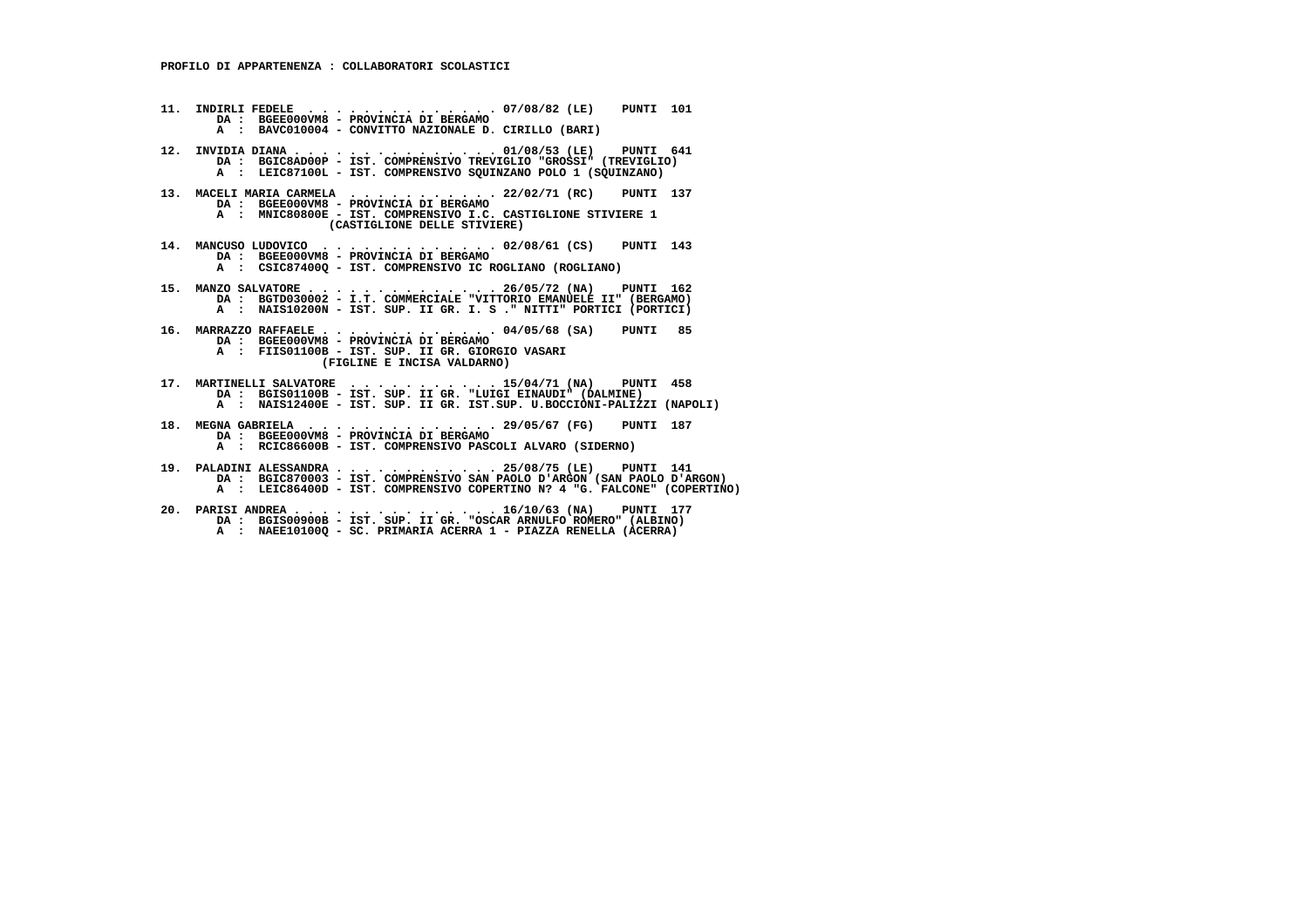**PROFILO DI APPARTENENZA : COLLABORATORI SCOLASTICI**

11. INDIRLI FEDELE . . . . . . . . . . . . . . 07/08/82 (LE) PUNTI 101
    DA : BGEE000VM8 - PROVINCIA DI BERGAMO
    A : BAVC010004 - CONVITTO NAZIONALE D. CIRILLO (BARI)

12. INVIDIA DIANA . . . . . . . . . . . . . . 01/08/53 (LE) PUNTI 641
    DA : BGIC8AD00P - IST. COMPRENSIVO TREVIGLIO "GROSSI" (TREVIGLIO)
    A : LEIC87100L - IST. COMPRENSIVO SQUINZANO POLO 1 (SQUINZANO)

13. MACELI MARIA CARMELA . . . . . . . . . . . 22/02/71 (RC) PUNTI 137
    DA : BGEE000VM8 - PROVINCIA DI BERGAMO
    A : MNIC80800E - IST. COMPRENSIVO I.C. CASTIGLIONE STIVIERE 1 (CASTIGLIONE DELLE STIVIERE)

14. MANCUSO LUDOVICO . . . . . . . . . . . . 02/08/61 (CS) PUNTI 143
    DA : BGEE000VM8 - PROVINCIA DI BERGAMO
    A : CSIC87400Q - IST. COMPRENSIVO IC ROGLIANO (ROGLIANO)

15. MANZO SALVATORE . . . . . . . . . . . . . 26/05/72 (NA) PUNTI 162
    DA : BGTD030002 - I.T. COMMERCIALE "VITTORIO EMANUELE II" (BERGAMO)
    A : NAIS10200N - IST. SUP. II GR. I. S ." NITTI" PORTICI (PORTICI)

16. MARRAZZO RAFFAELE . . . . . . . . . . . . 04/05/68 (SA) PUNTI 85
    DA : BGEE000VM8 - PROVINCIA DI BERGAMO
    A : FIIS01100B - IST. SUP. II GR. GIORGIO VASARI (FIGLINE E INCISA VALDARNO)

17. MARTINELLI SALVATORE . . . . . . . . . . 15/04/71 (NA) PUNTI 458
    DA : BGIS01100B - IST. SUP. II GR. "LUIGI EINAUDI" (DALMINE)
    A : NAIS12400E - IST. SUP. II GR. IST.SUP. U.BOCCIONI-PALIZZI (NAPOLI)

18. MEGNA GABRIELA . . . . . . . . . . . . . 29/05/67 (FG) PUNTI 187
    DA : BGEE000VM8 - PROVINCIA DI BERGAMO
    A : RCIC86600B - IST. COMPRENSIVO PASCOLI ALVARO (SIDERNO)

19. PALADINI ALESSANDRA . . . . . . . . . . . 25/08/75 (LE) PUNTI 141
    DA : BGIC870003 - IST. COMPRENSIVO SAN PAOLO D'ARGON (SAN PAOLO D'ARGON)
    A : LEIC86400D - IST. COMPRENSIVO COPERTINO N? 4 "G. FALCONE" (COPERTINO)

20. PARISI ANDREA . . . . . . . . . . . . . . 16/10/63 (NA) PUNTI 177
    DA : BGIS00900B - IST. SUP. II GR. "OSCAR ARNULFO ROMERO" (ALBINO)
    A : NAEE10100Q - SC. PRIMARIA ACERRA 1 - PIAZZA RENELLA (ACERRA)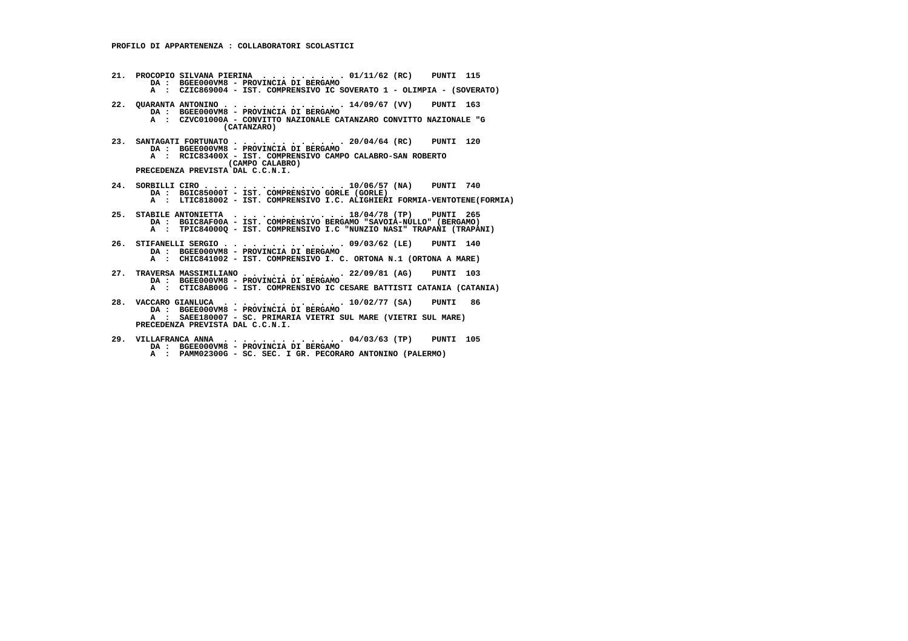**PROFILO DI APPARTENENZA : COLLABORATORI SCOLASTICI**

**21. PROCOPIO SILVANA PIERINA . . . . . . . . . 01/11/62 (RC) PUNTI 115**
DA : BGEE000VM8 - PROVINCIA DI BERGAMO
A : CZIC869004 - IST. COMPRENSIVO IC SOVERATO 1 - OLIMPIA - (SOVERATO)

**22. QUARANTA ANTONINO . . . . . . . . . . . . . 14/09/67 (VV) PUNTI 163**
DA : BGEE000VM8 - PROVINCIA DI BERGAMO
A : CZVC01000A - CONVITTO NAZIONALE CATANZARO CONVITTO NAZIONALE "G (CATANZARO)

**23. SANTAGATI FORTUNATO . . . . . . . . . . . . 20/04/64 (RC) PUNTI 120**
DA : BGEE000VM8 - PROVINCIA DI BERGAMO
A : RCIC83400X - IST. COMPRENSIVO CAMPO CALABRO-SAN ROBERTO (CAMPO CALABRO)
PRECEDENZA PREVISTA DAL C.C.N.I.

**24. SORBILLI CIRO . . . . . . . . . . . . . . . 10/06/57 (NA) PUNTI 740**
DA : BGIC85000T - IST. COMPRENSIVO GORLE (GORLE)
A : LTIC818002 - IST. COMPRENSIVO I.C. ALIGHIERI FORMIA-VENTOTENE(FORMIA)

**25. STABILE ANTONIETTA . . . . . . . . . . . . 18/04/78 (TP) PUNTI 265**
DA : BGIC8AF00A - IST. COMPRENSIVO BERGAMO "SAVOIA-NULLO" (BERGAMO)
A : TPIC84000Q - IST. COMPRENSIVO I.C "NUNZIO NASI" TRAPANI (TRAPANI)

**26. STIFANELLI SERGIO . . . . . . . . . . . . . 09/03/62 (LE) PUNTI 140**
DA : BGEE000VM8 - PROVINCIA DI BERGAMO
A : CHIC841002 - IST. COMPRENSIVO I. C. ORTONA N.1 (ORTONA A MARE)

**27. TRAVERSA MASSIMILIANO . . . . . . . . . . . 22/09/81 (AG) PUNTI 103**
DA : BGEE000VM8 - PROVINCIA DI BERGAMO
A : CTIC8AB00G - IST. COMPRENSIVO IC CESARE BATTISTI CATANIA (CATANIA)

**28. VACCARO GIANLUCA . . . . . . . . . . . . . 10/02/77 (SA) PUNTI 86**
DA : BGEE000VM8 - PROVINCIA DI BERGAMO
A : SAEE180007 - SC. PRIMARIA VIETRI SUL MARE (VIETRI SUL MARE)
PRECEDENZA PREVISTA DAL C.C.N.I.

**29. VILLAFRANCA ANNA . . . . . . . . . . . . . 04/03/63 (TP) PUNTI 105**
DA : BGEE000VM8 - PROVINCIA DI BERGAMO
A : PAMM02300G - SC. SEC. I GR. PECORARO ANTONINO (PALERMO)